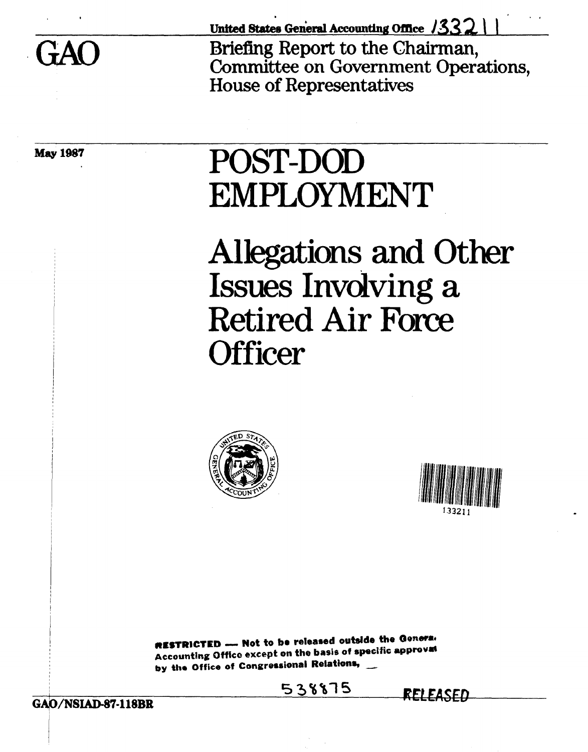United States General Accounting Office /33211

GAO

Briefing Report to the Chairman, Committee on Government Operations, House of Representatives

May 1987

# POST-DOD EMPLOYMENT

# Allegations and Other Issues Involving a Retired Air Force Officer

133211

RESTRICTED — Not to be released outside the General Accounting Office except on the basis of specific approval by the Office of Congressional Relations.

538875 RELEASED

GAO/NSIAD-87-118BR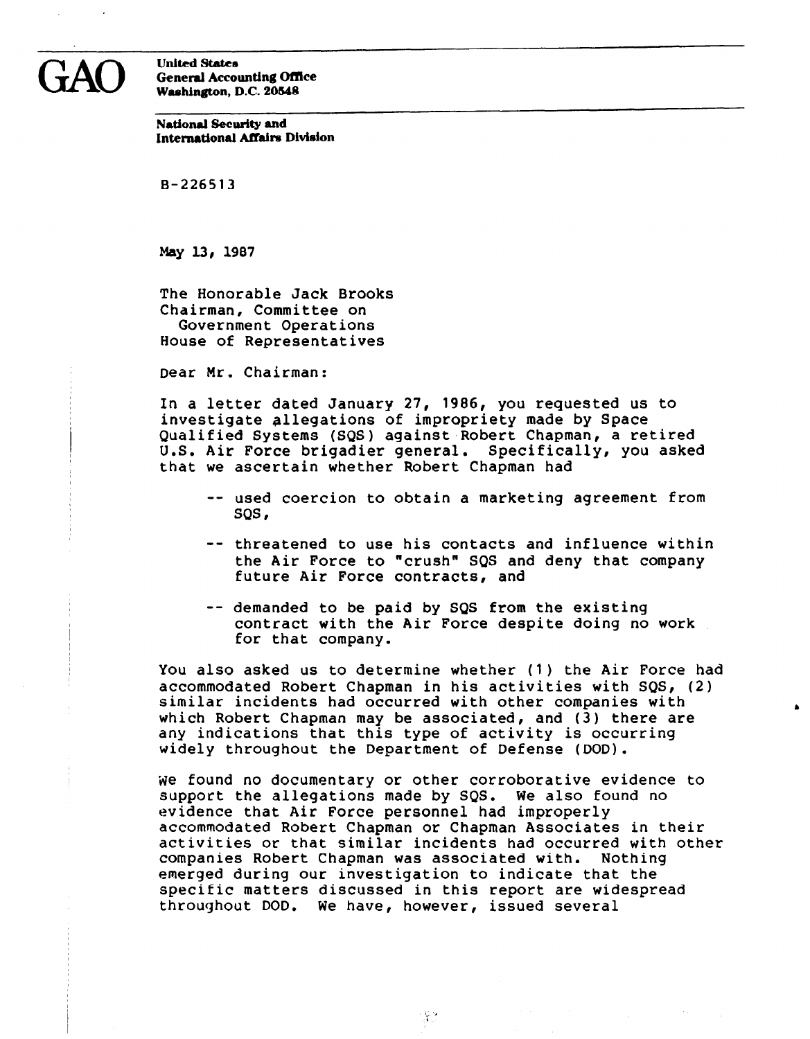**GAO**

**United States**
**General Accounting Office**
**Washington, D.C. 20548**

**National Security and**
**International Affairs Division**

B-226513

May 13, 1987

The Honorable Jack Brooks
Chairman, Committee on
Government Operations
House of Representatives

Dear Mr. Chairman:

In a letter dated January 27, 1986, you requested us to investigate allegations of impropriety made by Space Qualified Systems (SQS) against Robert Chapman, a retired U.S. Air Force brigadier general. Specifically, you asked that we ascertain whether Robert Chapman had

- used coercion to obtain a marketing agreement from SQS,
- threatened to use his contacts and influence within the Air Force to "crush" SQS and deny that company future Air Force contracts, and
- demanded to be paid by SQS from the existing contract with the Air Force despite doing no work for that company.

You also asked us to determine whether (1) the Air Force had accommodated Robert Chapman in his activities with SQS, (2) similar incidents had occurred with other companies with which Robert Chapman may be associated, and (3) there are any indications that this type of activity is occurring widely throughout the Department of Defense (DOD).

We found no documentary or other corroborative evidence to support the allegations made by SQS. We also found no evidence that Air Force personnel had improperly accommodated Robert Chapman or Chapman Associates in their activities or that similar incidents had occurred with other companies Robert Chapman was associated with. Nothing emerged during our investigation to indicate that the specific matters discussed in this report are widespread throughout DOD. We have, however, issued several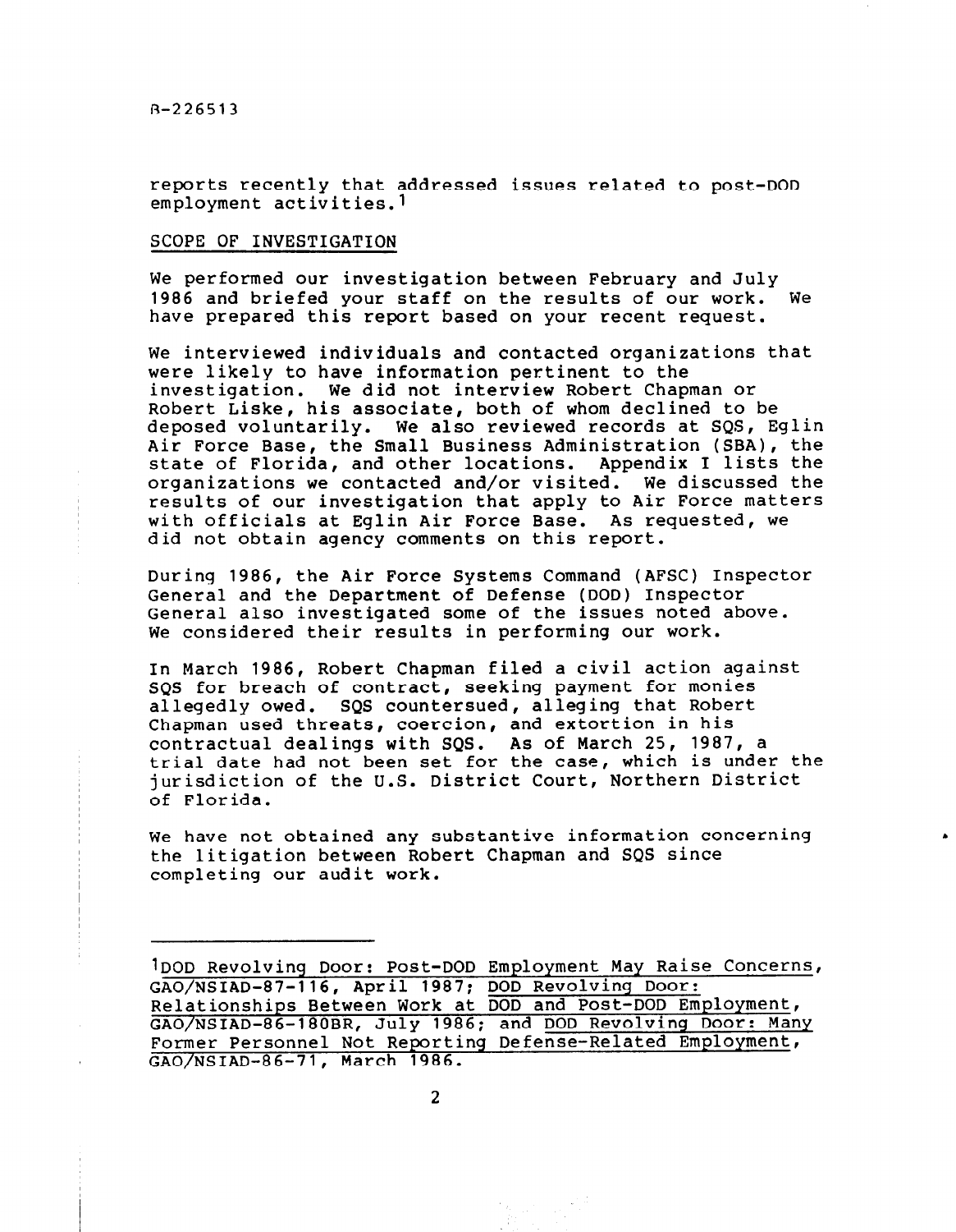reports recently that addressed issues related to post-DOD employment activities.[1]

## SCOPE OF INVESTIGATION

We performed our investigation between February and July 1986 and briefed your staff on the results of our work. We have prepared this report based on your recent request.

We interviewed individuals and contacted organizations that were likely to have information pertinent to the investigation. We did not interview Robert Chapman or Robert Liske, his associate, both of whom declined to be deposed voluntarily. We also reviewed records at SQS, Eglin Air Force Base, the Small Business Administration (SBA), the state of Florida, and other locations. Appendix I lists the organizations we contacted and/or visited. We discussed the results of our investigation that apply to Air Force matters with officials at Eglin Air Force Base. As requested, we did not obtain agency comments on this report.

During 1986, the Air Force Systems Command (AFSC) Inspector General and the Department of Defense (DOD) Inspector General also investigated some of the issues noted above. We considered their results in performing our work.

In March 1986, Robert Chapman filed a civil action against SQS for breach of contract, seeking payment for monies allegedly owed. SQS countersued, alleging that Robert Chapman used threats, coercion, and extortion in his contractual dealings with SQS. As of March 25, 1987, a trial date had not been set for the case, which is under the jurisdiction of the U.S. District Court, Northern District of Florida.

We have not obtained any substantive information concerning the litigation between Robert Chapman and SQS since completing our audit work.

---

[1] DOD Revolving Door: Post-DOD Employment May Raise Concerns, GAO/NSIAD-87-116, April 1987; DOD Revolving Door: Relationships Between Work at DOD and Post-DOD Employment, GAO/NSIAD-86-180BR, July 1986; and DOD Revolving Door: Many Former Personnel Not Reporting Defense-Related Employment, GAO/NSIAD-86-71, March 1986.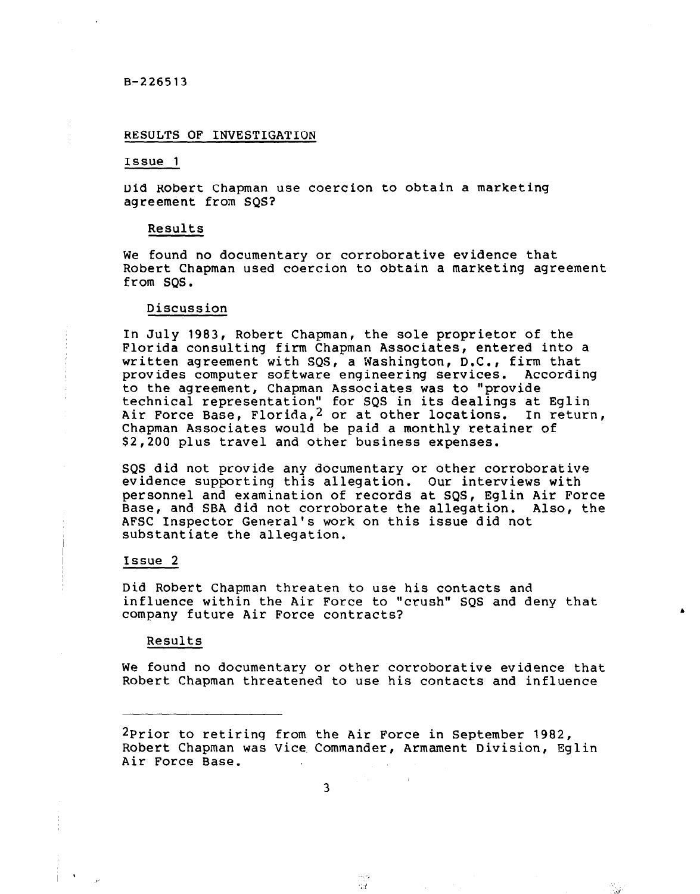B-226513

## RESULTS OF INVESTIGATION

### Issue 1

Did Robert Chapman use coercion to obtain a marketing agreement from SQS?

#### Results

We found no documentary or corroborative evidence that Robert Chapman used coercion to obtain a marketing agreement from SQS.

#### Discussion

In July 1983, Robert Chapman, the sole proprietor of the Florida consulting firm Chapman Associates, entered into a written agreement with SQS, a Washington, D.C., firm that provides computer software engineering services. According to the agreement, Chapman Associates was to "provide technical representation" for SQS in its dealings at Eglin Air Force Base, Florida,[2] or at other locations. In return, Chapman Associates would be paid a monthly retainer of $2,200 plus travel and other business expenses.

SQS did not provide any documentary or other corroborative evidence supporting this allegation. Our interviews with personnel and examination of records at SQS, Eglin Air Force Base, and SBA did not corroborate the allegation. Also, the AFSC Inspector General's work on this issue did not substantiate the allegation.

### Issue 2

Did Robert Chapman threaten to use his contacts and influence within the Air Force to "crush" SQS and deny that company future Air Force contracts?

#### Results

We found no documentary or other corroborative evidence that Robert Chapman threatened to use his contacts and influence

---

[2] Prior to retiring from the Air Force in September 1982, Robert Chapman was Vice Commander, Armament Division, Eglin Air Force Base.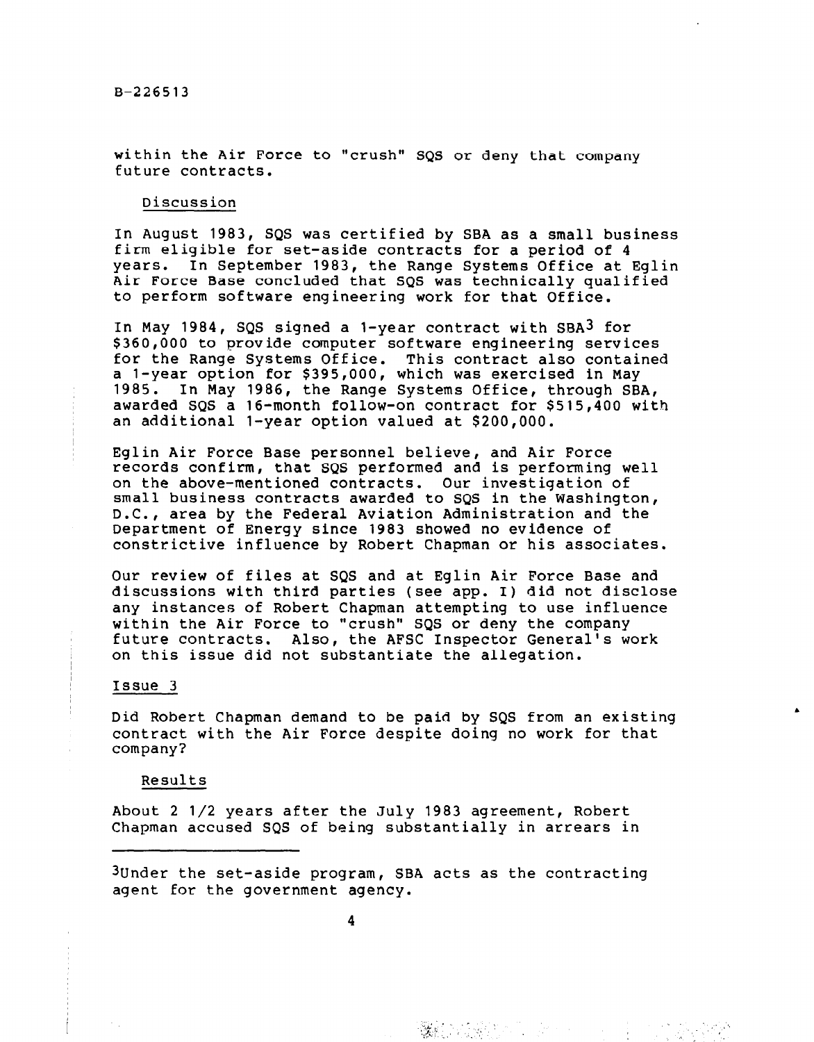within the Air Force to "crush" SQS or deny that company future contracts.

Discussion

In August 1983, SQS was certified by SBA as a small business firm eligible for set-aside contracts for a period of 4 years. In September 1983, the Range Systems Office at Eglin Air Force Base concluded that SQS was technically qualified to perform software engineering work for that Office.

In May 1984, SQS signed a 1-year contract with SBA[3] for $360,000 to provide computer software engineering services for the Range Systems Office. This contract also contained a 1-year option for $395,000, which was exercised in May 1985. In May 1986, the Range Systems Office, through SBA, awarded SQS a 16-month follow-on contract for $515,400 with an additional 1-year option valued at $200,000.

Eglin Air Force Base personnel believe, and Air Force records confirm, that SQS performed and is performing well on the above-mentioned contracts. Our investigation of small business contracts awarded to SQS in the Washington, D.C., area by the Federal Aviation Administration and the Department of Energy since 1983 showed no evidence of constrictive influence by Robert Chapman or his associates.

Our review of files at SQS and at Eglin Air Force Base and discussions with third parties (see app. I) did not disclose any instances of Robert Chapman attempting to use influence within the Air Force to "crush" SQS or deny the company future contracts. Also, the AFSC Inspector General's work on this issue did not substantiate the allegation.

Issue 3

Did Robert Chapman demand to be paid by SQS from an existing contract with the Air Force despite doing no work for that company?

Results

About 2 1/2 years after the July 1983 agreement, Robert Chapman accused SQS of being substantially in arrears in

[3]Under the set-aside program, SBA acts as the contracting agent for the government agency.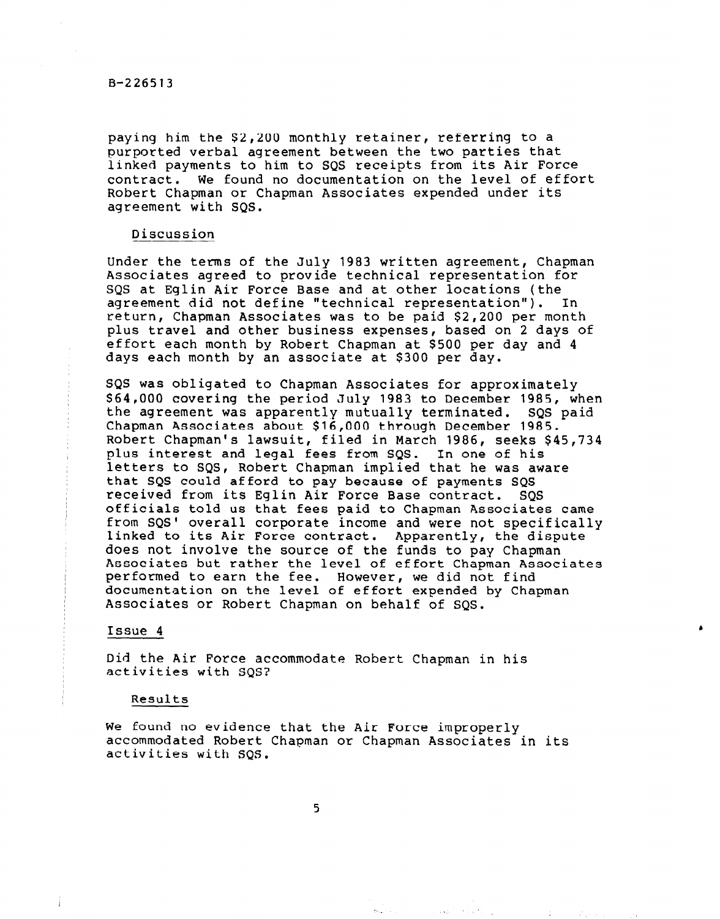paying him the $2,200 monthly retainer, referring to a purported verbal agreement between the two parties that linked payments to him to SQS receipts from its Air Force contract. We found no documentation on the level of effort Robert Chapman or Chapman Associates expended under its agreement with SQS.

### Discussion

Under the terms of the July 1983 written agreement, Chapman Associates agreed to provide technical representation for SQS at Eglin Air Force Base and at other locations (the agreement did not define "technical representation"). In return, Chapman Associates was to be paid $2,200 per month plus travel and other business expenses, based on 2 days of effort each month by Robert Chapman at $500 per day and 4 days each month by an associate at $300 per day.

SQS was obligated to Chapman Associates for approximately $64,000 covering the period July 1983 to December 1985, when the agreement was apparently mutually terminated. SQS paid Chapman Associates about $16,000 through December 1985. Robert Chapman's lawsuit, filed in March 1986, seeks $45,734 plus interest and legal fees from SQS. In one of his letters to SQS, Robert Chapman implied that he was aware that SQS could afford to pay because of payments SQS received from its Eglin Air Force Base contract. SQS officials told us that fees paid to Chapman Associates came from SQS' overall corporate income and were not specifically linked to its Air Force contract. Apparently, the dispute does not involve the source of the funds to pay Chapman Associates but rather the level of effort Chapman Associates performed to earn the fee. However, we did not find documentation on the level of effort expended by Chapman Associates or Robert Chapman on behalf of SQS.

## Issue 4

Did the Air Force accommodate Robert Chapman in his activities with SQS?

### Results

We found no evidence that the Air Force improperly accommodated Robert Chapman or Chapman Associates in its activities with SQS.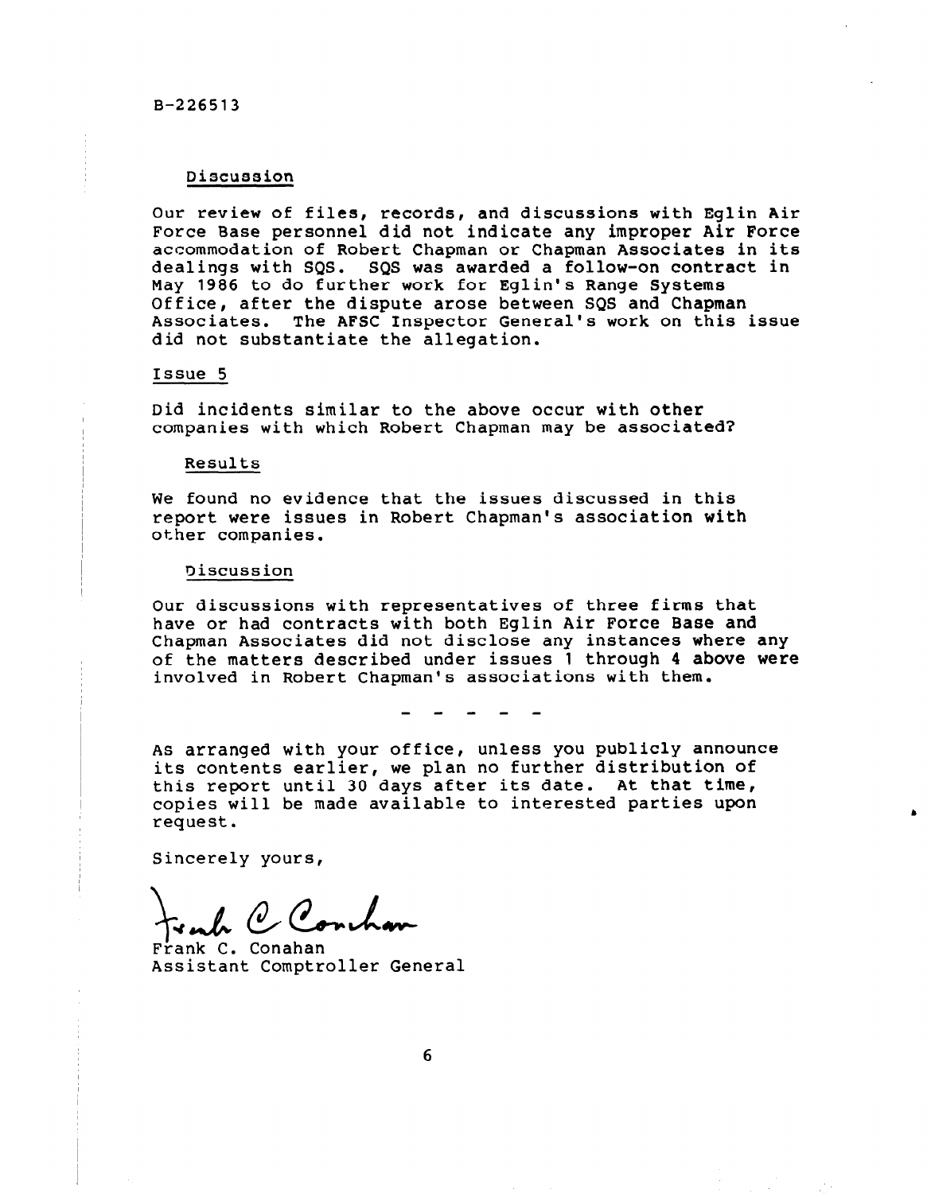Discussion

Our review of files, records, and discussions with Eglin Air Force Base personnel did not indicate any improper Air Force accommodation of Robert Chapman or Chapman Associates in its dealings with SQS. SQS was awarded a follow-on contract in May 1986 to do further work for Eglin's Range Systems Office, after the dispute arose between SQS and Chapman Associates. The AFSC Inspector General's work on this issue did not substantiate the allegation.

Issue 5

Did incidents similar to the above occur with other companies with which Robert Chapman may be associated?

Results

We found no evidence that the issues discussed in this report were issues in Robert Chapman's association with other companies.

Discussion

Our discussions with representatives of three firms that have or had contracts with both Eglin Air Force Base and Chapman Associates did not disclose any instances where any of the matters described under issues 1 through 4 above were involved in Robert Chapman's associations with them.

\- - - - -

As arranged with your office, unless you publicly announce its contents earlier, we plan no further distribution of this report until 30 days after its date. At that time, copies will be made available to interested parties upon request.

Sincerely yours,

Frank C. Conahan
Assistant Comptroller General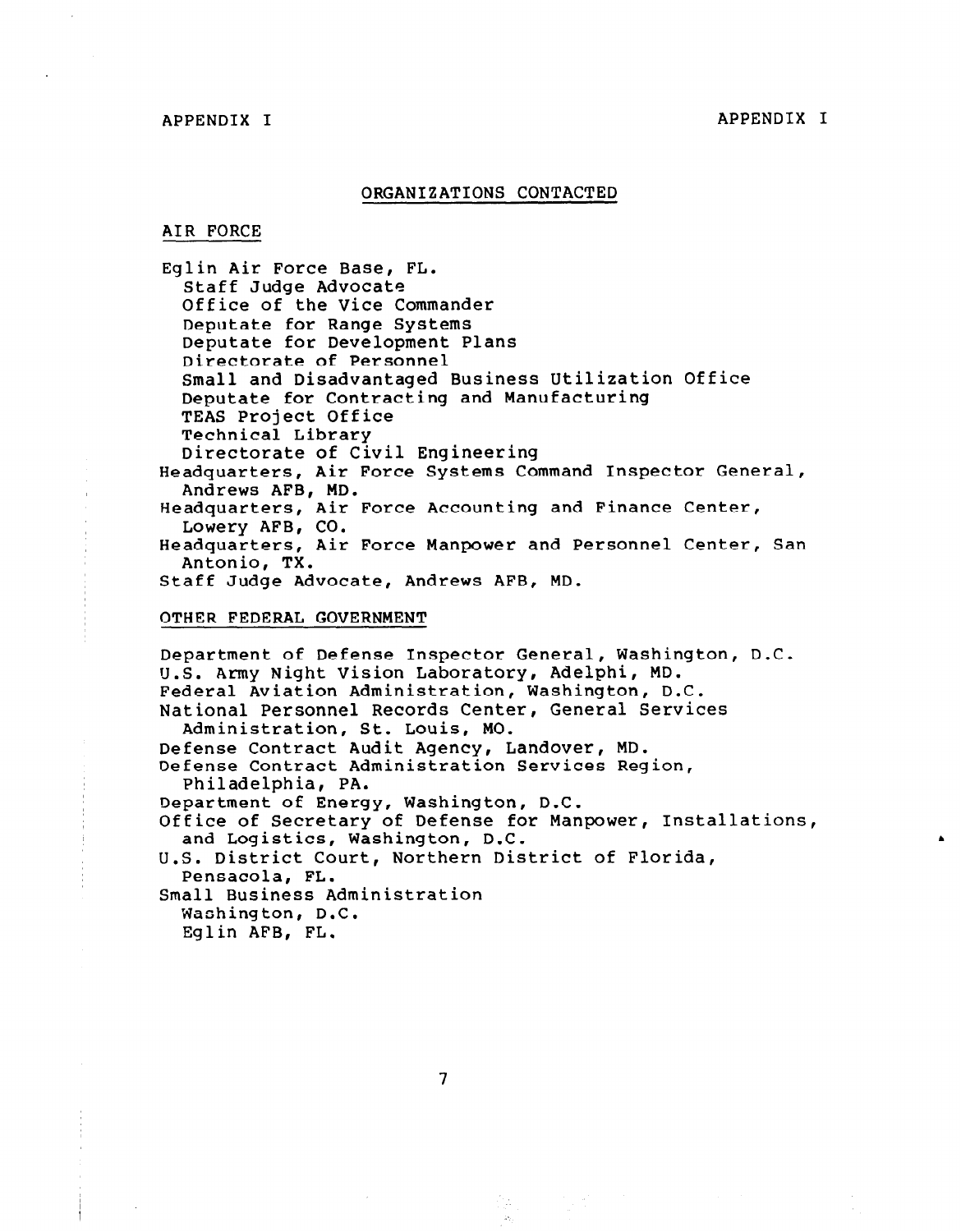## ORGANIZATIONS CONTACTED

### AIR FORCE

Eglin Air Force Base, FL.
- Staff Judge Advocate
- Office of the Vice Commander
- Deputate for Range Systems
- Deputate for Development Plans
- Directorate of Personnel
- Small and Disadvantaged Business Utilization Office
- Deputate for Contracting and Manufacturing
- TEAS Project Office
- Technical Library
- Directorate of Civil Engineering

Headquarters, Air Force Systems Command Inspector General, Andrews AFB, MD.

Headquarters, Air Force Accounting and Finance Center, Lowery AFB, CO.

Headquarters, Air Force Manpower and Personnel Center, San Antonio, TX.

Staff Judge Advocate, Andrews AFB, MD.

### OTHER FEDERAL GOVERNMENT

Department of Defense Inspector General, Washington, D.C.

U.S. Army Night Vision Laboratory, Adelphi, MD.

Federal Aviation Administration, Washington, D.C.

National Personnel Records Center, General Services Administration, St. Louis, MO.

Defense Contract Audit Agency, Landover, MD.

Defense Contract Administration Services Region, Philadelphia, PA.

Department of Energy, Washington, D.C.

Office of Secretary of Defense for Manpower, Installations, and Logistics, Washington, D.C.

U.S. District Court, Northern District of Florida, Pensacola, FL.

Small Business Administration
- Washington, D.C.
- Eglin AFB, FL.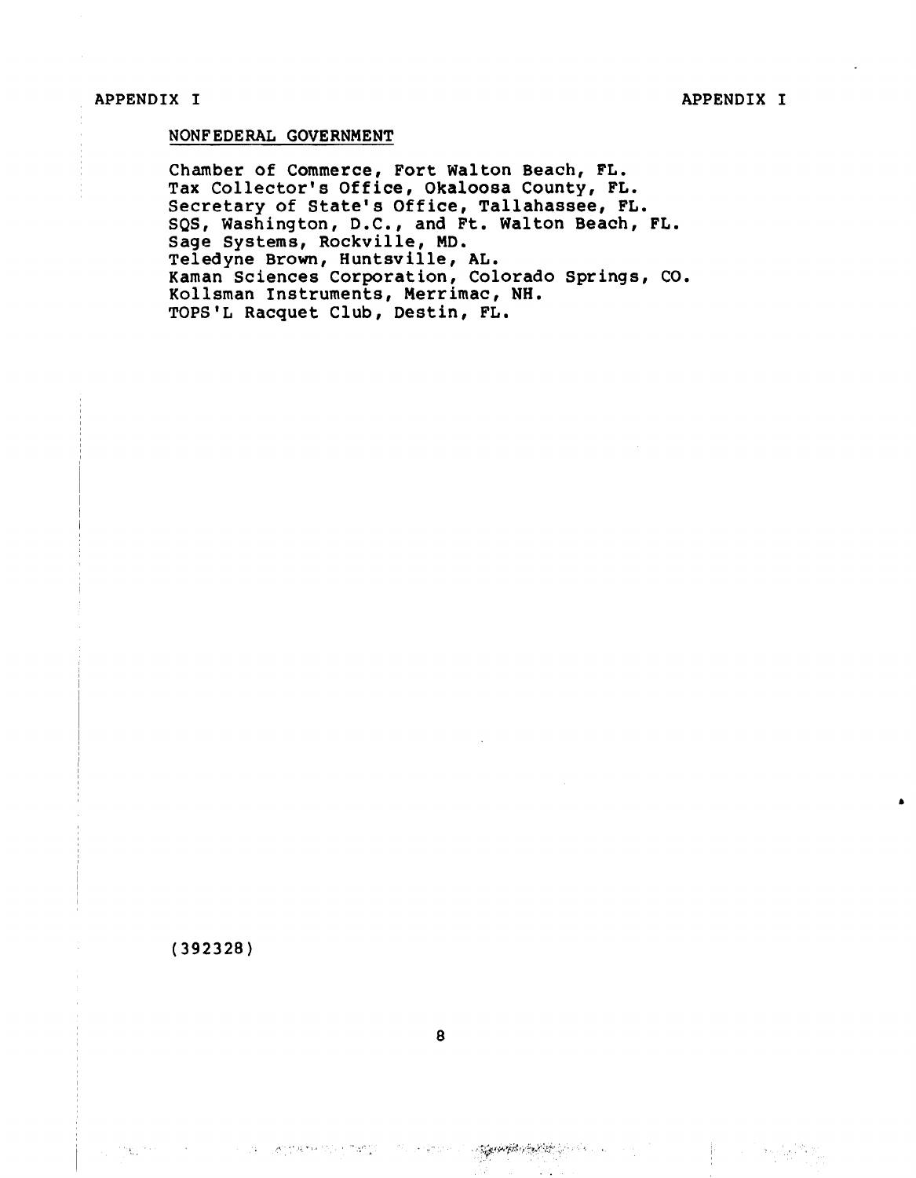NONFEDERAL GOVERNMENT

Chamber of Commerce, Fort Walton Beach, FL.
Tax Collector's Office, Okaloosa County, FL.
Secretary of State's Office, Tallahassee, FL.
SQS, Washington, D.C., and Ft. Walton Beach, FL.
Sage Systems, Rockville, MD.
Teledyne Brown, Huntsville, AL.
Kaman Sciences Corporation, Colorado Springs, CO.
Kollsman Instruments, Merrimac, NH.
TOPS'L Racquet Club, Destin, FL.

(392328)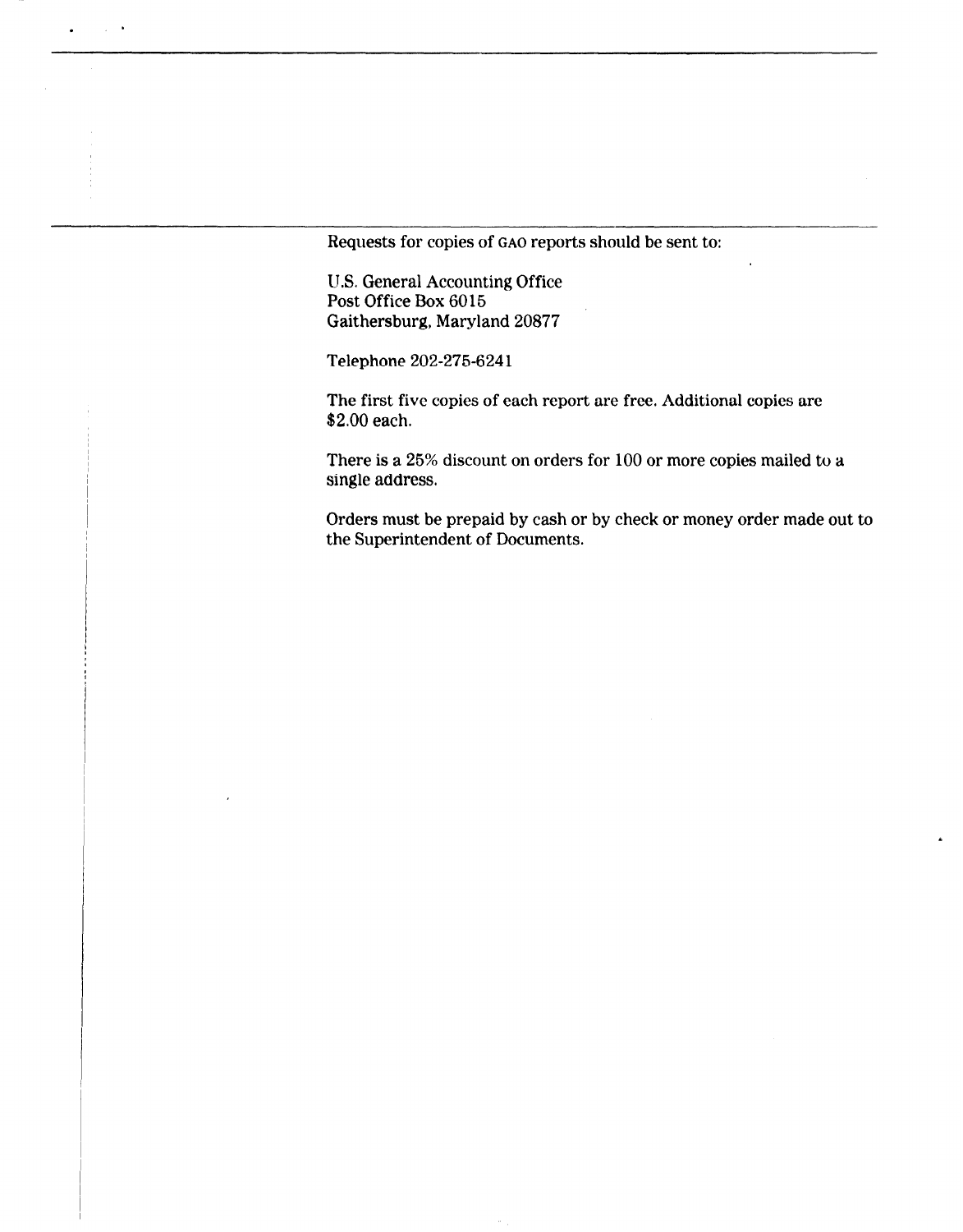Requests for copies of GAO reports should be sent to:

U.S. General Accounting Office
Post Office Box 6015
Gaithersburg, Maryland 20877

Telephone 202-275-6241

The first five copies of each report are free. Additional copies are $2.00 each.

There is a 25% discount on orders for 100 or more copies mailed to a single address.

Orders must be prepaid by cash or by check or money order made out to the Superintendent of Documents.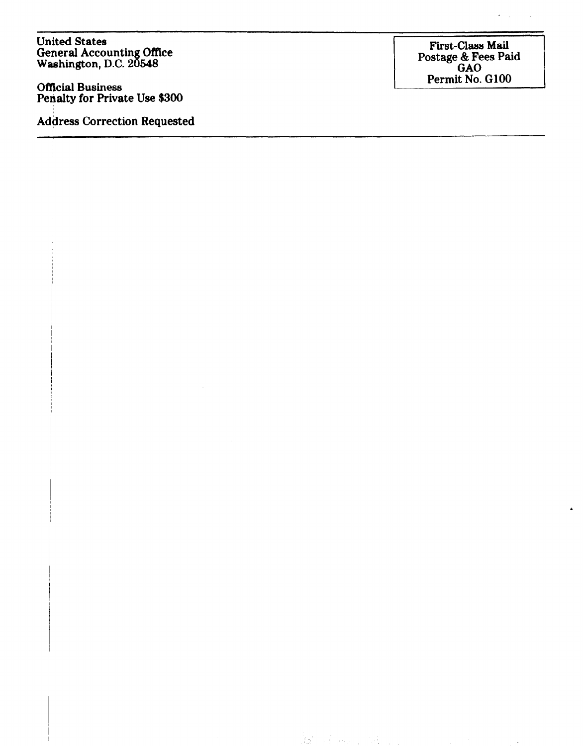United States
General Accounting Office
Washington, D.C. 20548

Official Business
Penalty for Private Use $300

Address Correction Requested

First-Class Mail
Postage & Fees Paid
GAO
Permit No. G100